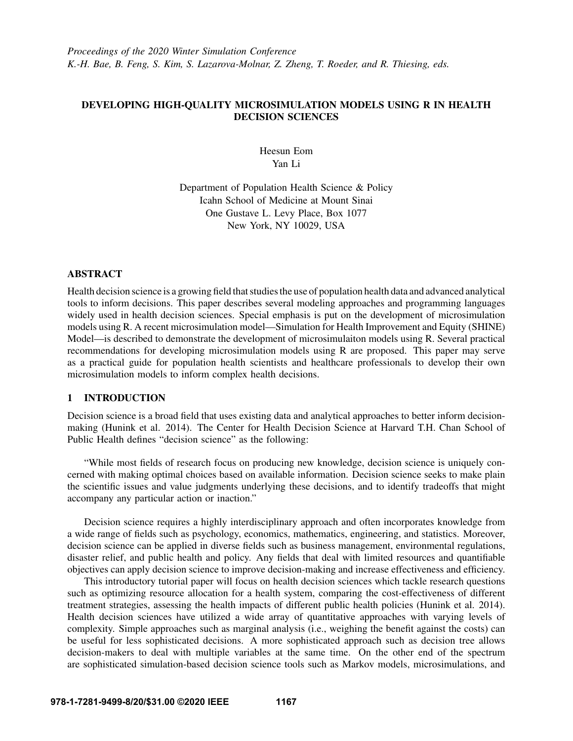*Proceedings of the 2020 Winter Simulation Conference*
*K.-H. Bae, B. Feng, S. Kim, S. Lazarova-Molnar, Z. Zheng, T. Roeder, and R. Thiesing, eds.*

# DEVELOPING HIGH-QUALITY MICROSIMULATION MODELS USING R IN HEALTH DECISION SCIENCES

Heesun Eom
Yan Li

Department of Population Health Science & Policy
Icahn School of Medicine at Mount Sinai
One Gustave L. Levy Place, Box 1077
New York, NY 10029, USA

## ABSTRACT

Health decision science is a growing field that studies the use of population health data and advanced analytical tools to inform decisions. This paper describes several modeling approaches and programming languages widely used in health decision sciences. Special emphasis is put on the development of microsimulation models using R. A recent microsimulation model—Simulation for Health Improvement and Equity (SHINE) Model—is described to demonstrate the development of microsimulaiton models using R. Several practical recommendations for developing microsimulation models using R are proposed. This paper may serve as a practical guide for population health scientists and healthcare professionals to develop their own microsimulation models to inform complex health decisions.

## 1 INTRODUCTION

Decision science is a broad field that uses existing data and analytical approaches to better inform decision-making (Hunink et al. 2014). The Center for Health Decision Science at Harvard T.H. Chan School of Public Health defines "decision science" as the following:

"While most fields of research focus on producing new knowledge, decision science is uniquely concerned with making optimal choices based on available information. Decision science seeks to make plain the scientific issues and value judgments underlying these decisions, and to identify tradeoffs that might accompany any particular action or inaction."

Decision science requires a highly interdisciplinary approach and often incorporates knowledge from a wide range of fields such as psychology, economics, mathematics, engineering, and statistics. Moreover, decision science can be applied in diverse fields such as business management, environmental regulations, disaster relief, and public health and policy. Any fields that deal with limited resources and quantifiable objectives can apply decision science to improve decision-making and increase effectiveness and efficiency.

This introductory tutorial paper will focus on health decision sciences which tackle research questions such as optimizing resource allocation for a health system, comparing the cost-effectiveness of different treatment strategies, assessing the health impacts of different public health policies (Hunink et al. 2014). Health decision sciences have utilized a wide array of quantitative approaches with varying levels of complexity. Simple approaches such as marginal analysis (i.e., weighing the benefit against the costs) can be useful for less sophisticated decisions. A more sophisticated approach such as decision tree allows decision-makers to deal with multiple variables at the same time. On the other end of the spectrum are sophisticated simulation-based decision science tools such as Markov models, microsimulations, and

978-1-7281-9499-8/20/$31.00 ©2020 IEEE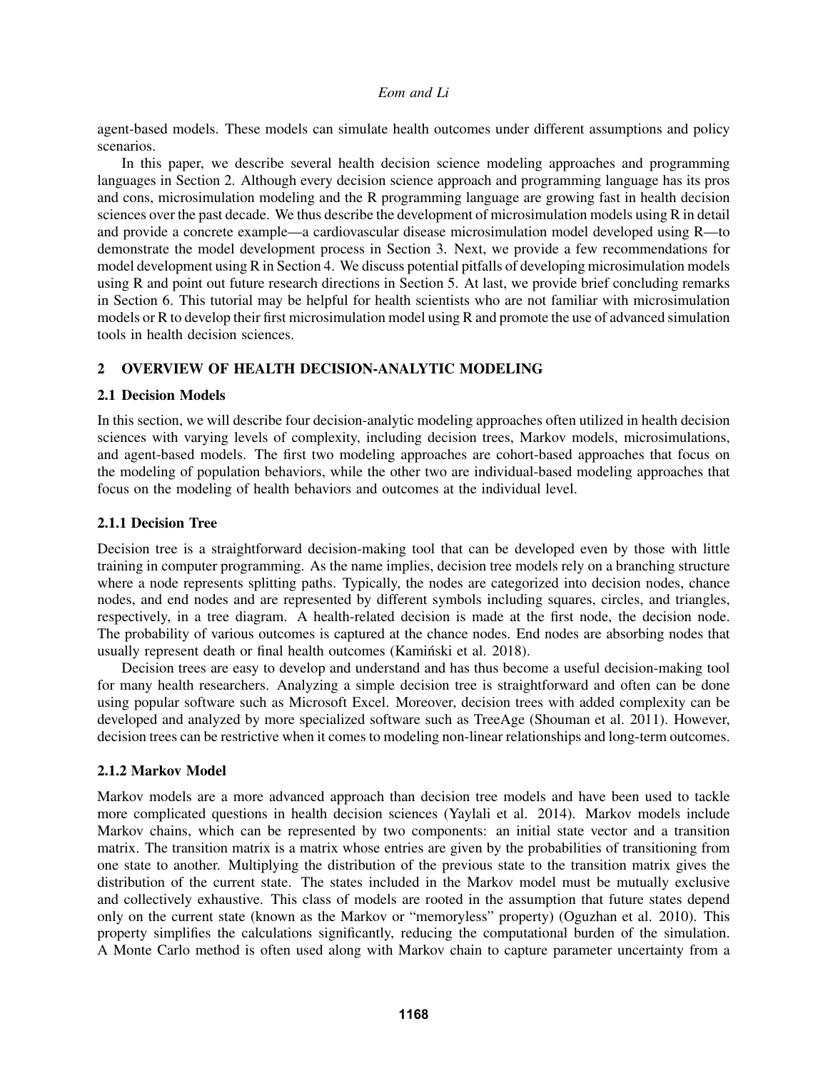agent-based models. These models can simulate health outcomes under different assumptions and policy scenarios.

In this paper, we describe several health decision science modeling approaches and programming languages in Section 2. Although every decision science approach and programming language has its pros and cons, microsimulation modeling and the R programming language are growing fast in health decision sciences over the past decade. We thus describe the development of microsimulation models using R in detail and provide a concrete example—a cardiovascular disease microsimulation model developed using R—to demonstrate the model development process in Section 3. Next, we provide a few recommendations for model development using R in Section 4. We discuss potential pitfalls of developing microsimulation models using R and point out future research directions in Section 5. At last, we provide brief concluding remarks in Section 6. This tutorial may be helpful for health scientists who are not familiar with microsimulation models or R to develop their first microsimulation model using R and promote the use of advanced simulation tools in health decision sciences.

## 2 OVERVIEW OF HEALTH DECISION-ANALYTIC MODELING

### 2.1 Decision Models

In this section, we will describe four decision-analytic modeling approaches often utilized in health decision sciences with varying levels of complexity, including decision trees, Markov models, microsimulations, and agent-based models. The first two modeling approaches are cohort-based approaches that focus on the modeling of population behaviors, while the other two are individual-based modeling approaches that focus on the modeling of health behaviors and outcomes at the individual level.

#### 2.1.1 Decision Tree

Decision tree is a straightforward decision-making tool that can be developed even by those with little training in computer programming. As the name implies, decision tree models rely on a branching structure where a node represents splitting paths. Typically, the nodes are categorized into decision nodes, chance nodes, and end nodes and are represented by different symbols including squares, circles, and triangles, respectively, in a tree diagram. A health-related decision is made at the first node, the decision node. The probability of various outcomes is captured at the chance nodes. End nodes are absorbing nodes that usually represent death or final health outcomes (Kamiński et al. 2018).

Decision trees are easy to develop and understand and has thus become a useful decision-making tool for many health researchers. Analyzing a simple decision tree is straightforward and often can be done using popular software such as Microsoft Excel. Moreover, decision trees with added complexity can be developed and analyzed by more specialized software such as TreeAge (Shouman et al. 2011). However, decision trees can be restrictive when it comes to modeling non-linear relationships and long-term outcomes.

#### 2.1.2 Markov Model

Markov models are a more advanced approach than decision tree models and have been used to tackle more complicated questions in health decision sciences (Yaylali et al. 2014). Markov models include Markov chains, which can be represented by two components: an initial state vector and a transition matrix. The transition matrix is a matrix whose entries are given by the probabilities of transitioning from one state to another. Multiplying the distribution of the previous state to the transition matrix gives the distribution of the current state. The states included in the Markov model must be mutually exclusive and collectively exhaustive. This class of models are rooted in the assumption that future states depend only on the current state (known as the Markov or "memoryless" property) (Oguzhan et al. 2010). This property simplifies the calculations significantly, reducing the computational burden of the simulation. A Monte Carlo method is often used along with Markov chain to capture parameter uncertainty from a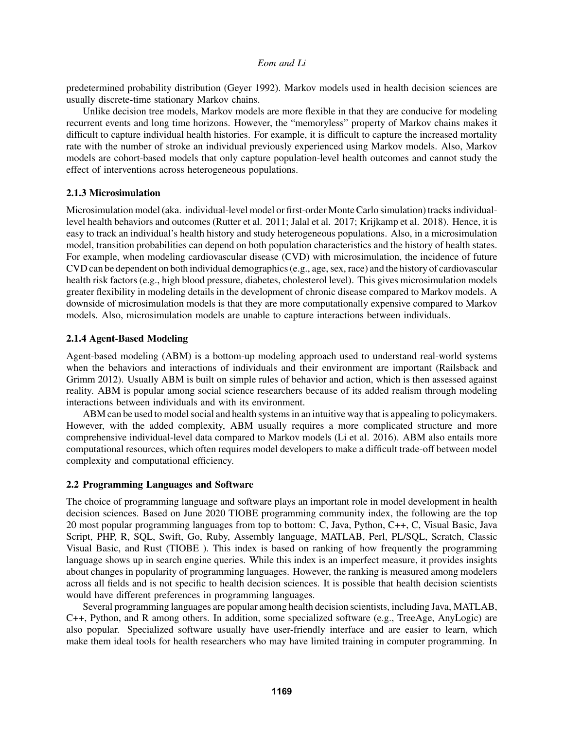predetermined probability distribution (Geyer 1992). Markov models used in health decision sciences are usually discrete-time stationary Markov chains.

Unlike decision tree models, Markov models are more flexible in that they are conducive for modeling recurrent events and long time horizons. However, the "memoryless" property of Markov chains makes it difficult to capture individual health histories. For example, it is difficult to capture the increased mortality rate with the number of stroke an individual previously experienced using Markov models. Also, Markov models are cohort-based models that only capture population-level health outcomes and cannot study the effect of interventions across heterogeneous populations.

### 2.1.3 Microsimulation

Microsimulation model (aka. individual-level model or first-order Monte Carlo simulation) tracks individual-level health behaviors and outcomes (Rutter et al. 2011; Jalal et al. 2017; Krijkamp et al. 2018). Hence, it is easy to track an individual's health history and study heterogeneous populations. Also, in a microsimulation model, transition probabilities can depend on both population characteristics and the history of health states. For example, when modeling cardiovascular disease (CVD) with microsimulation, the incidence of future CVD can be dependent on both individual demographics (e.g., age, sex, race) and the history of cardiovascular health risk factors (e.g., high blood pressure, diabetes, cholesterol level). This gives microsimulation models greater flexibility in modeling details in the development of chronic disease compared to Markov models. A downside of microsimulation models is that they are more computationally expensive compared to Markov models. Also, microsimulation models are unable to capture interactions between individuals.

### 2.1.4 Agent-Based Modeling

Agent-based modeling (ABM) is a bottom-up modeling approach used to understand real-world systems when the behaviors and interactions of individuals and their environment are important (Railsback and Grimm 2012). Usually ABM is built on simple rules of behavior and action, which is then assessed against reality. ABM is popular among social science researchers because of its added realism through modeling interactions between individuals and with its environment.

ABM can be used to model social and health systems in an intuitive way that is appealing to policymakers. However, with the added complexity, ABM usually requires a more complicated structure and more comprehensive individual-level data compared to Markov models (Li et al. 2016). ABM also entails more computational resources, which often requires model developers to make a difficult trade-off between model complexity and computational efficiency.

## 2.2 Programming Languages and Software

The choice of programming language and software plays an important role in model development in health decision sciences. Based on June 2020 TIOBE programming community index, the following are the top 20 most popular programming languages from top to bottom: C, Java, Python, C++, C, Visual Basic, Java Script, PHP, R, SQL, Swift, Go, Ruby, Assembly language, MATLAB, Perl, PL/SQL, Scratch, Classic Visual Basic, and Rust (TIOBE ). This index is based on ranking of how frequently the programming language shows up in search engine queries. While this index is an imperfect measure, it provides insights about changes in popularity of programming languages. However, the ranking is measured among modelers across all fields and is not specific to health decision sciences. It is possible that health decision scientists would have different preferences in programming languages.

Several programming languages are popular among health decision scientists, including Java, MATLAB, C++, Python, and R among others. In addition, some specialized software (e.g., TreeAge, AnyLogic) are also popular. Specialized software usually have user-friendly interface and are easier to learn, which make them ideal tools for health researchers who may have limited training in computer programming. In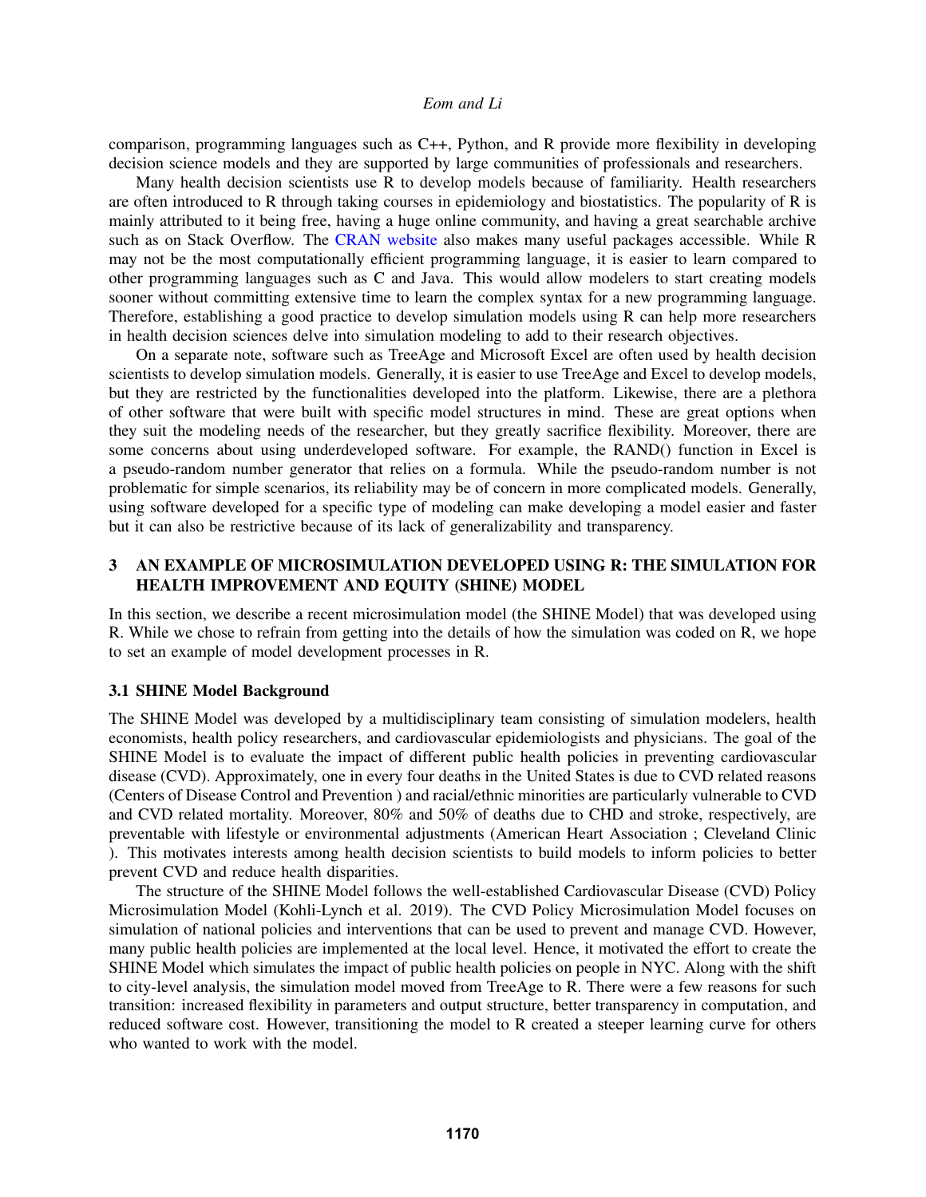comparison, programming languages such as C++, Python, and R provide more flexibility in developing decision science models and they are supported by large communities of professionals and researchers.

Many health decision scientists use R to develop models because of familiarity. Health researchers are often introduced to R through taking courses in epidemiology and biostatistics. The popularity of R is mainly attributed to it being free, having a huge online community, and having a great searchable archive such as on Stack Overflow. The CRAN website also makes many useful packages accessible. While R may not be the most computationally efficient programming language, it is easier to learn compared to other programming languages such as C and Java. This would allow modelers to start creating models sooner without committing extensive time to learn the complex syntax for a new programming language. Therefore, establishing a good practice to develop simulation models using R can help more researchers in health decision sciences delve into simulation modeling to add to their research objectives.

On a separate note, software such as TreeAge and Microsoft Excel are often used by health decision scientists to develop simulation models. Generally, it is easier to use TreeAge and Excel to develop models, but they are restricted by the functionalities developed into the platform. Likewise, there are a plethora of other software that were built with specific model structures in mind. These are great options when they suit the modeling needs of the researcher, but they greatly sacrifice flexibility. Moreover, there are some concerns about using underdeveloped software. For example, the RAND() function in Excel is a pseudo-random number generator that relies on a formula. While the pseudo-random number is not problematic for simple scenarios, its reliability may be of concern in more complicated models. Generally, using software developed for a specific type of modeling can make developing a model easier and faster but it can also be restrictive because of its lack of generalizability and transparency.

## 3 AN EXAMPLE OF MICROSIMULATION DEVELOPED USING R: THE SIMULATION FOR HEALTH IMPROVEMENT AND EQUITY (SHINE) MODEL

In this section, we describe a recent microsimulation model (the SHINE Model) that was developed using R. While we chose to refrain from getting into the details of how the simulation was coded on R, we hope to set an example of model development processes in R.

### 3.1 SHINE Model Background

The SHINE Model was developed by a multidisciplinary team consisting of simulation modelers, health economists, health policy researchers, and cardiovascular epidemiologists and physicians. The goal of the SHINE Model is to evaluate the impact of different public health policies in preventing cardiovascular disease (CVD). Approximately, one in every four deaths in the United States is due to CVD related reasons (Centers of Disease Control and Prevention ) and racial/ethnic minorities are particularly vulnerable to CVD and CVD related mortality. Moreover, 80% and 50% of deaths due to CHD and stroke, respectively, are preventable with lifestyle or environmental adjustments (American Heart Association ; Cleveland Clinic ). This motivates interests among health decision scientists to build models to inform policies to better prevent CVD and reduce health disparities.

The structure of the SHINE Model follows the well-established Cardiovascular Disease (CVD) Policy Microsimulation Model (Kohli-Lynch et al. 2019). The CVD Policy Microsimulation Model focuses on simulation of national policies and interventions that can be used to prevent and manage CVD. However, many public health policies are implemented at the local level. Hence, it motivated the effort to create the SHINE Model which simulates the impact of public health policies on people in NYC. Along with the shift to city-level analysis, the simulation model moved from TreeAge to R. There were a few reasons for such transition: increased flexibility in parameters and output structure, better transparency in computation, and reduced software cost. However, transitioning the model to R created a steeper learning curve for others who wanted to work with the model.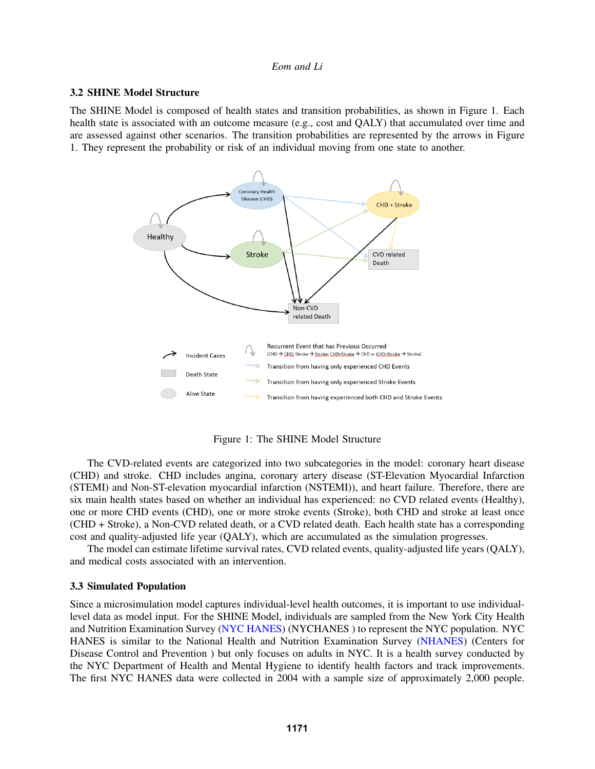### 3.2 SHINE Model Structure

The SHINE Model is composed of health states and transition probabilities, as shown in Figure 1. Each health state is associated with an outcome measure (e.g., cost and QALY) that accumulated over time and are assessed against other scenarios. The transition probabilities are represented by the arrows in Figure 1. They represent the probability or risk of an individual moving from one state to another.

Figure 1: The SHINE Model Structure

The CVD-related events are categorized into two subcategories in the model: coronary heart disease (CHD) and stroke. CHD includes angina, coronary artery disease (ST-Elevation Myocardial Infarction (STEMI) and Non-ST-elevation myocardial infarction (NSTEMI)), and heart failure. Therefore, there are six main health states based on whether an individual has experienced: no CVD related events (Healthy), one or more CHD events (CHD), one or more stroke events (Stroke), both CHD and stroke at least once (CHD + Stroke), a Non-CVD related death, or a CVD related death. Each health state has a corresponding cost and quality-adjusted life year (QALY), which are accumulated as the simulation progresses.

The model can estimate lifetime survival rates, CVD related events, quality-adjusted life years (QALY), and medical costs associated with an intervention.

### 3.3 Simulated Population

Since a microsimulation model captures individual-level health outcomes, it is important to use individual-level data as model input. For the SHINE Model, individuals are sampled from the New York City Health and Nutrition Examination Survey (NYC HANES) (NYCHANES ) to represent the NYC population. NYC HANES is similar to the National Health and Nutrition Examination Survey (NHANES) (Centers for Disease Control and Prevention ) but only focuses on adults in NYC. It is a health survey conducted by the NYC Department of Health and Mental Hygiene to identify health factors and track improvements. The first NYC HANES data were collected in 2004 with a sample size of approximately 2,000 people.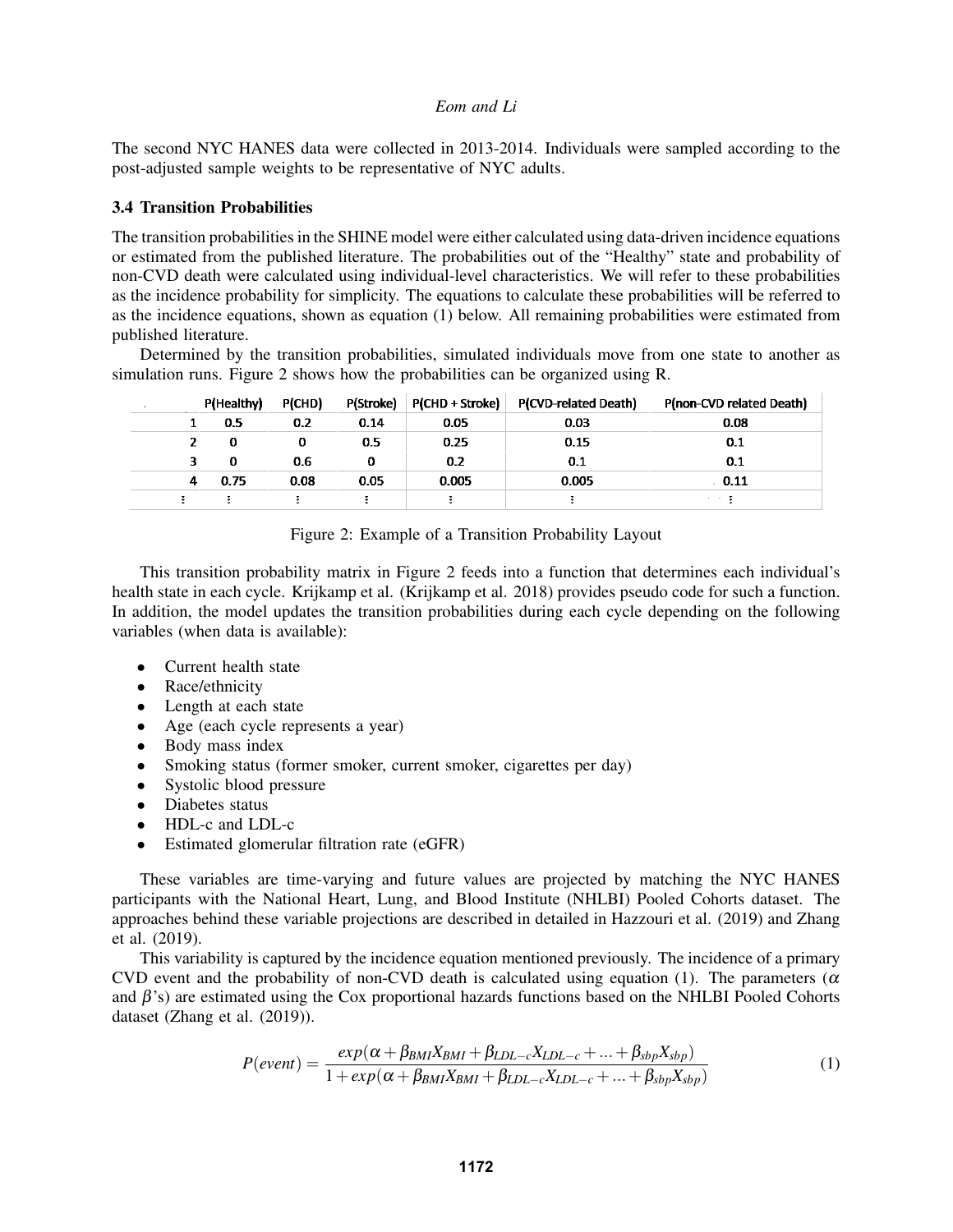The second NYC HANES data were collected in 2013-2014. Individuals were sampled according to the post-adjusted sample weights to be representative of NYC adults.

### 3.4 Transition Probabilities

The transition probabilities in the SHINE model were either calculated using data-driven incidence equations or estimated from the published literature. The probabilities out of the "Healthy" state and probability of non-CVD death were calculated using individual-level characteristics. We will refer to these probabilities as the incidence probability for simplicity. The equations to calculate these probabilities will be referred to as the incidence equations, shown as equation (1) below. All remaining probabilities were estimated from published literature.

Determined by the transition probabilities, simulated individuals move from one state to another as simulation runs. Figure 2 shows how the probabilities can be organized using R.

| | P(Healthy) | P(CHD) | P(Stroke) | P(CHD + Stroke) | P(CVD-related Death) | P(non-CVD related Death) |
|---|---|---|---|---|---|---|
| 1 | 0.5 | 0.2 | 0.14 | 0.05 | 0.03 | 0.08 |
| 2 | 0 | 0 | 0.5 | 0.25 | 0.15 | 0.1 |
| 3 | 0 | 0.6 | 0 | 0.2 | 0.1 | 0.1 |
| 4 | 0.75 | 0.08 | 0.05 | 0.005 | 0.005 | 0.11 |
| ⋮ | ⋮ | ⋮ | ⋮ | ⋮ | ⋮ | ⋮ |

Figure 2: Example of a Transition Probability Layout

This transition probability matrix in Figure 2 feeds into a function that determines each individual's health state in each cycle. Krijkamp et al. (Krijkamp et al. 2018) provides pseudo code for such a function. In addition, the model updates the transition probabilities during each cycle depending on the following variables (when data is available):

- Current health state
- Race/ethnicity
- Length at each state
- Age (each cycle represents a year)
- Body mass index
- Smoking status (former smoker, current smoker, cigarettes per day)
- Systolic blood pressure
- Diabetes status
- HDL-c and LDL-c
- Estimated glomerular filtration rate (eGFR)

These variables are time-varying and future values are projected by matching the NYC HANES participants with the National Heart, Lung, and Blood Institute (NHLBI) Pooled Cohorts dataset. The approaches behind these variable projections are described in detailed in Hazzouri et al. (2019) and Zhang et al. (2019).

This variability is captured by the incidence equation mentioned previously. The incidence of a primary CVD event and the probability of non-CVD death is calculated using equation (1). The parameters ($\alpha$ and $\beta$'s) are estimated using the Cox proportional hazards functions based on the NHLBI Pooled Cohorts dataset (Zhang et al. (2019)).

$$P(event) = \frac{exp(\alpha + \beta_{BMI}X_{BMI} + \beta_{LDL-c}X_{LDL-c} + ... + \beta_{sbp}X_{sbp})}{1 + exp(\alpha + \beta_{BMI}X_{BMI} + \beta_{LDL-c}X_{LDL-c} + ... + \beta_{sbp}X_{sbp})} \tag{1}$$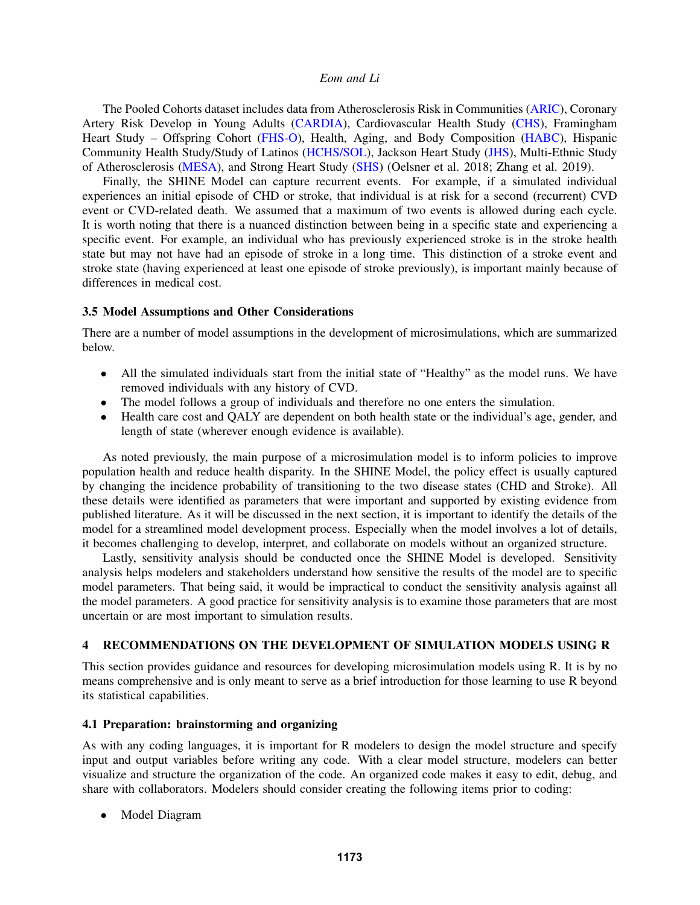The Pooled Cohorts dataset includes data from Atherosclerosis Risk in Communities (ARIC), Coronary Artery Risk Develop in Young Adults (CARDIA), Cardiovascular Health Study (CHS), Framingham Heart Study – Offspring Cohort (FHS-O), Health, Aging, and Body Composition (HABC), Hispanic Community Health Study/Study of Latinos (HCHS/SOL), Jackson Heart Study (JHS), Multi-Ethnic Study of Atherosclerosis (MESA), and Strong Heart Study (SHS) (Oelsner et al. 2018; Zhang et al. 2019).

Finally, the SHINE Model can capture recurrent events. For example, if a simulated individual experiences an initial episode of CHD or stroke, that individual is at risk for a second (recurrent) CVD event or CVD-related death. We assumed that a maximum of two events is allowed during each cycle. It is worth noting that there is a nuanced distinction between being in a specific state and experiencing a specific event. For example, an individual who has previously experienced stroke is in the stroke health state but may not have had an episode of stroke in a long time. This distinction of a stroke event and stroke state (having experienced at least one episode of stroke previously), is important mainly because of differences in medical cost.

### 3.5 Model Assumptions and Other Considerations

There are a number of model assumptions in the development of microsimulations, which are summarized below.

- All the simulated individuals start from the initial state of "Healthy" as the model runs. We have removed individuals with any history of CVD.
- The model follows a group of individuals and therefore no one enters the simulation.
- Health care cost and QALY are dependent on both health state or the individual's age, gender, and length of state (wherever enough evidence is available).

As noted previously, the main purpose of a microsimulation model is to inform policies to improve population health and reduce health disparity. In the SHINE Model, the policy effect is usually captured by changing the incidence probability of transitioning to the two disease states (CHD and Stroke). All these details were identified as parameters that were important and supported by existing evidence from published literature. As it will be discussed in the next section, it is important to identify the details of the model for a streamlined model development process. Especially when the model involves a lot of details, it becomes challenging to develop, interpret, and collaborate on models without an organized structure.

Lastly, sensitivity analysis should be conducted once the SHINE Model is developed. Sensitivity analysis helps modelers and stakeholders understand how sensitive the results of the model are to specific model parameters. That being said, it would be impractical to conduct the sensitivity analysis against all the model parameters. A good practice for sensitivity analysis is to examine those parameters that are most uncertain or are most important to simulation results.

## 4 RECOMMENDATIONS ON THE DEVELOPMENT OF SIMULATION MODELS USING R

This section provides guidance and resources for developing microsimulation models using R. It is by no means comprehensive and is only meant to serve as a brief introduction for those learning to use R beyond its statistical capabilities.

### 4.1 Preparation: brainstorming and organizing

As with any coding languages, it is important for R modelers to design the model structure and specify input and output variables before writing any code. With a clear model structure, modelers can better visualize and structure the organization of the code. An organized code makes it easy to edit, debug, and share with collaborators. Modelers should consider creating the following items prior to coding:

- Model Diagram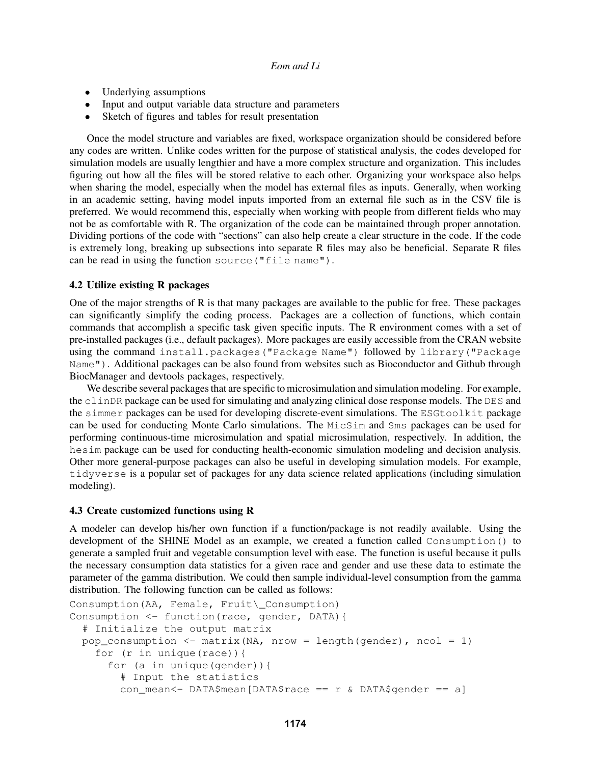- Underlying assumptions
- Input and output variable data structure and parameters
- Sketch of figures and tables for result presentation

Once the model structure and variables are fixed, workspace organization should be considered before any codes are written. Unlike codes written for the purpose of statistical analysis, the codes developed for simulation models are usually lengthier and have a more complex structure and organization. This includes figuring out how all the files will be stored relative to each other. Organizing your workspace also helps when sharing the model, especially when the model has external files as inputs. Generally, when working in an academic setting, having model inputs imported from an external file such as in the CSV file is preferred. We would recommend this, especially when working with people from different fields who may not be as comfortable with R. The organization of the code can be maintained through proper annotation. Dividing portions of the code with "sections" can also help create a clear structure in the code. If the code is extremely long, breaking up subsections into separate R files may also be beneficial. Separate R files can be read in using the function `source("file name")`.

### 4.2 Utilize existing R packages

One of the major strengths of R is that many packages are available to the public for free. These packages can significantly simplify the coding process. Packages are a collection of functions, which contain commands that accomplish a specific task given specific inputs. The R environment comes with a set of pre-installed packages (i.e., default packages). More packages are easily accessible from the CRAN website using the command `install.packages("Package Name")` followed by `library("Package Name")`. Additional packages can be also found from websites such as Bioconductor and Github through BiocManager and devtools packages, respectively.

We describe several packages that are specific to microsimulation and simulation modeling. For example, the `clinDR` package can be used for simulating and analyzing clinical dose response models. The `DES` and the `simmer` packages can be used for developing discrete-event simulations. The `ESGtoolkit` package can be used for conducting Monte Carlo simulations. The `MicSim` and `Sms` packages can be used for performing continuous-time microsimulation and spatial microsimulation, respectively. In addition, the `hesim` package can be used for conducting health-economic simulation modeling and decision analysis. Other more general-purpose packages can also be useful in developing simulation models. For example, `tidyverse` is a popular set of packages for any data science related applications (including simulation modeling).

### 4.3 Create customized functions using R

A modeler can develop his/her own function if a function/package is not readily available. Using the development of the SHINE Model as an example, we created a function called `Consumption()` to generate a sampled fruit and vegetable consumption level with ease. The function is useful because it pulls the necessary consumption data statistics for a given race and gender and use these data to estimate the parameter of the gamma distribution. We could then sample individual-level consumption from the gamma distribution. The following function can be called as follows:

```
Consumption(AA, Female, Fruit\_Consumption)
Consumption <- function(race, gender, DATA){
  # Initialize the output matrix
  pop_consumption <- matrix(NA, nrow = length(gender), ncol = 1)
    for (r in unique(race)){
      for (a in unique(gender)){
        # Input the statistics
        con_mean<- DATA$mean[DATA$race == r & DATA$gender == a]
```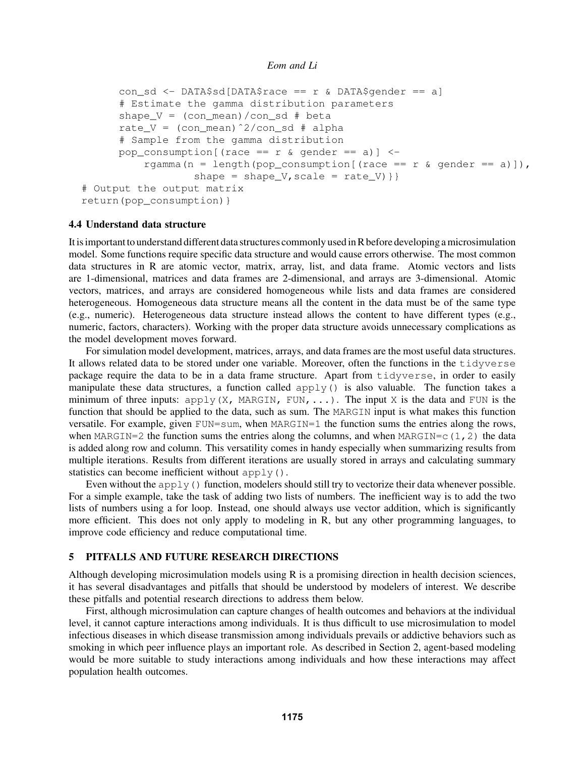```
        con_sd <- DATA$sd[DATA$race == r & DATA$gender == a]
        # Estimate the gamma distribution parameters
        shape_V = (con_mean)/con_sd # beta
        rate_V = (con_mean)^2/con_sd # alpha
        # Sample from the gamma distribution
        pop_consumption[(race == r & gender == a)] <-
            rgamma(n = length(pop_consumption[(race == r & gender == a)]),
                    shape = shape_V,scale = rate_V)}}
# Output the output matrix
return(pop_consumption)}
```

### 4.4 Understand data structure

It is important to understand different data structures commonly used in R before developing a microsimulation model. Some functions require specific data structure and would cause errors otherwise. The most common data structures in R are atomic vector, matrix, array, list, and data frame. Atomic vectors and lists are 1-dimensional, matrices and data frames are 2-dimensional, and arrays are 3-dimensional. Atomic vectors, matrices, and arrays are considered homogeneous while lists and data frames are considered heterogeneous. Homogeneous data structure means all the content in the data must be of the same type (e.g., numeric). Heterogeneous data structure instead allows the content to have different types (e.g., numeric, factors, characters). Working with the proper data structure avoids unnecessary complications as the model development moves forward.

For simulation model development, matrices, arrays, and data frames are the most useful data structures. It allows related data to be stored under one variable. Moreover, often the functions in the `tidyverse` package require the data to be in a data frame structure. Apart from `tidyverse`, in order to easily manipulate these data structures, a function called `apply()` is also valuable. The function takes a minimum of three inputs: `apply(X, MARGIN, FUN,...)`. The input `X` is the data and `FUN` is the function that should be applied to the data, such as sum. The `MARGIN` input is what makes this function versatile. For example, given `FUN=sum`, when `MARGIN=1` the function sums the entries along the rows, when `MARGIN=2` the function sums the entries along the columns, and when `MARGIN=c(1,2)` the data is added along row and column. This versatility comes in handy especially when summarizing results from multiple iterations. Results from different iterations are usually stored in arrays and calculating summary statistics can become inefficient without `apply()`.

Even without the `apply()` function, modelers should still try to vectorize their data whenever possible. For a simple example, take the task of adding two lists of numbers. The inefficient way is to add the two lists of numbers using a for loop. Instead, one should always use vector addition, which is significantly more efficient. This does not only apply to modeling in R, but any other programming languages, to improve code efficiency and reduce computational time.

## 5 PITFALLS AND FUTURE RESEARCH DIRECTIONS

Although developing microsimulation models using R is a promising direction in health decision sciences, it has several disadvantages and pitfalls that should be understood by modelers of interest. We describe these pitfalls and potential research directions to address them below.

First, although microsimulation can capture changes of health outcomes and behaviors at the individual level, it cannot capture interactions among individuals. It is thus difficult to use microsimulation to model infectious diseases in which disease transmission among individuals prevails or addictive behaviors such as smoking in which peer influence plays an important role. As described in Section 2, agent-based modeling would be more suitable to study interactions among individuals and how these interactions may affect population health outcomes.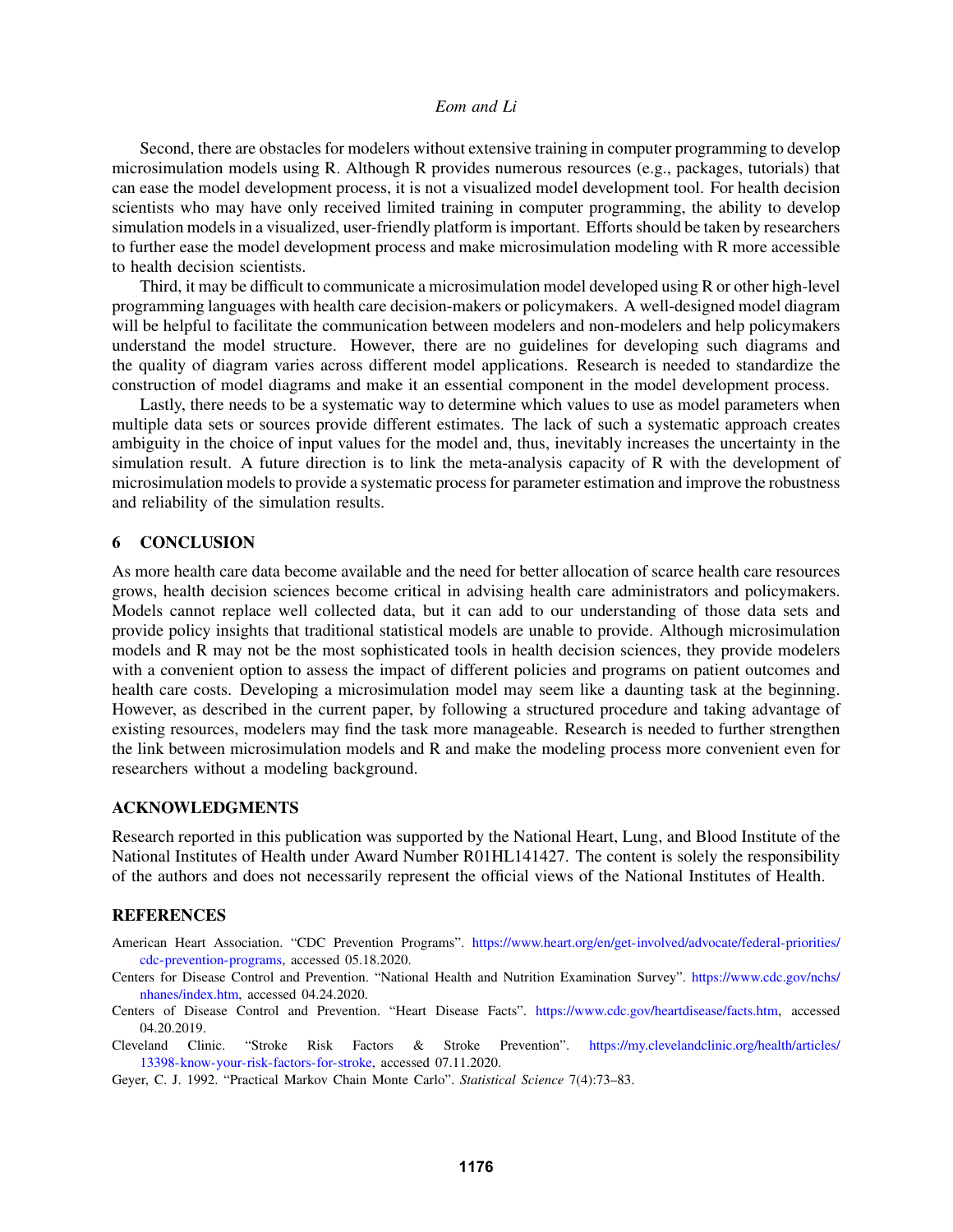Second, there are obstacles for modelers without extensive training in computer programming to develop microsimulation models using R. Although R provides numerous resources (e.g., packages, tutorials) that can ease the model development process, it is not a visualized model development tool. For health decision scientists who may have only received limited training in computer programming, the ability to develop simulation models in a visualized, user-friendly platform is important. Efforts should be taken by researchers to further ease the model development process and make microsimulation modeling with R more accessible to health decision scientists.

Third, it may be difficult to communicate a microsimulation model developed using R or other high-level programming languages with health care decision-makers or policymakers. A well-designed model diagram will be helpful to facilitate the communication between modelers and non-modelers and help policymakers understand the model structure. However, there are no guidelines for developing such diagrams and the quality of diagram varies across different model applications. Research is needed to standardize the construction of model diagrams and make it an essential component in the model development process.

Lastly, there needs to be a systematic way to determine which values to use as model parameters when multiple data sets or sources provide different estimates. The lack of such a systematic approach creates ambiguity in the choice of input values for the model and, thus, inevitably increases the uncertainty in the simulation result. A future direction is to link the meta-analysis capacity of R with the development of microsimulation models to provide a systematic process for parameter estimation and improve the robustness and reliability of the simulation results.

## 6 CONCLUSION

As more health care data become available and the need for better allocation of scarce health care resources grows, health decision sciences become critical in advising health care administrators and policymakers. Models cannot replace well collected data, but it can add to our understanding of those data sets and provide policy insights that traditional statistical models are unable to provide. Although microsimulation models and R may not be the most sophisticated tools in health decision sciences, they provide modelers with a convenient option to assess the impact of different policies and programs on patient outcomes and health care costs. Developing a microsimulation model may seem like a daunting task at the beginning. However, as described in the current paper, by following a structured procedure and taking advantage of existing resources, modelers may find the task more manageable. Research is needed to further strengthen the link between microsimulation models and R and make the modeling process more convenient even for researchers without a modeling background.

## ACKNOWLEDGMENTS

Research reported in this publication was supported by the National Heart, Lung, and Blood Institute of the National Institutes of Health under Award Number R01HL141427. The content is solely the responsibility of the authors and does not necessarily represent the official views of the National Institutes of Health.

## REFERENCES

American Heart Association. "CDC Prevention Programs". https://www.heart.org/en/get-involved/advocate/federal-priorities/cdc-prevention-programs, accessed 05.18.2020.

Centers for Disease Control and Prevention. "National Health and Nutrition Examination Survey". https://www.cdc.gov/nchs/nhanes/index.htm, accessed 04.24.2020.

Centers of Disease Control and Prevention. "Heart Disease Facts". https://www.cdc.gov/heartdisease/facts.htm, accessed 04.20.2019.

Cleveland Clinic. "Stroke Risk Factors & Stroke Prevention". https://my.clevelandclinic.org/health/articles/13398-know-your-risk-factors-for-stroke, accessed 07.11.2020.

Geyer, C. J. 1992. "Practical Markov Chain Monte Carlo". *Statistical Science* 7(4):73–83.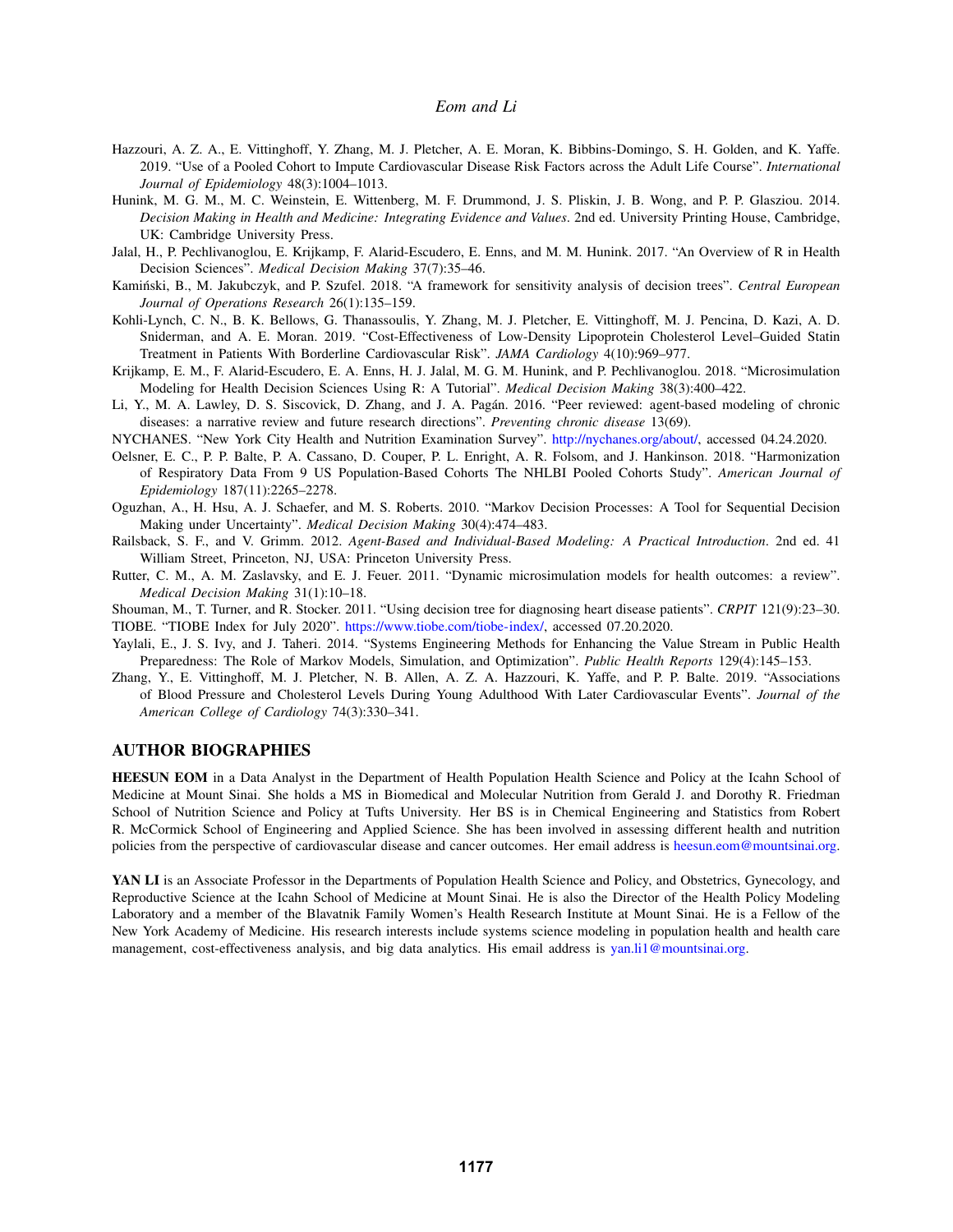Hazzouri, A. Z. A., E. Vittinghoff, Y. Zhang, M. J. Pletcher, A. E. Moran, K. Bibbins-Domingo, S. H. Golden, and K. Yaffe. 2019. "Use of a Pooled Cohort to Impute Cardiovascular Disease Risk Factors across the Adult Life Course". *International Journal of Epidemiology* 48(3):1004–1013.

Hunink, M. G. M., M. C. Weinstein, E. Wittenberg, M. F. Drummond, J. S. Pliskin, J. B. Wong, and P. P. Glasziou. 2014. *Decision Making in Health and Medicine: Integrating Evidence and Values*. 2nd ed. University Printing House, Cambridge, UK: Cambridge University Press.

Jalal, H., P. Pechlivanoglou, E. Krijkamp, F. Alarid-Escudero, E. Enns, and M. M. Hunink. 2017. "An Overview of R in Health Decision Sciences". *Medical Decision Making* 37(7):35–46.

Kamiński, B., M. Jakubczyk, and P. Szufel. 2018. "A framework for sensitivity analysis of decision trees". *Central European Journal of Operations Research* 26(1):135–159.

Kohli-Lynch, C. N., B. K. Bellows, G. Thanassoulis, Y. Zhang, M. J. Pletcher, E. Vittinghoff, M. J. Pencina, D. Kazi, A. D. Sniderman, and A. E. Moran. 2019. "Cost-Effectiveness of Low-Density Lipoprotein Cholesterol Level–Guided Statin Treatment in Patients With Borderline Cardiovascular Risk". *JAMA Cardiology* 4(10):969–977.

Krijkamp, E. M., F. Alarid-Escudero, E. A. Enns, H. J. Jalal, M. G. M. Hunink, and P. Pechlivanoglou. 2018. "Microsimulation Modeling for Health Decision Sciences Using R: A Tutorial". *Medical Decision Making* 38(3):400–422.

Li, Y., M. A. Lawley, D. S. Siscovick, D. Zhang, and J. A. Pagán. 2016. "Peer reviewed: agent-based modeling of chronic diseases: a narrative review and future research directions". *Preventing chronic disease* 13(69).

NYCHANES. "New York City Health and Nutrition Examination Survey". http://nychanes.org/about/, accessed 04.24.2020.

Oelsner, E. C., P. P. Balte, P. A. Cassano, D. Couper, P. L. Enright, A. R. Folsom, and J. Hankinson. 2018. "Harmonization of Respiratory Data From 9 US Population-Based Cohorts The NHLBI Pooled Cohorts Study". *American Journal of Epidemiology* 187(11):2265–2278.

Oguzhan, A., H. Hsu, A. J. Schaefer, and M. S. Roberts. 2010. "Markov Decision Processes: A Tool for Sequential Decision Making under Uncertainty". *Medical Decision Making* 30(4):474–483.

Railsback, S. F., and V. Grimm. 2012. *Agent-Based and Individual-Based Modeling: A Practical Introduction*. 2nd ed. 41 William Street, Princeton, NJ, USA: Princeton University Press.

Rutter, C. M., A. M. Zaslavsky, and E. J. Feuer. 2011. "Dynamic microsimulation models for health outcomes: a review". *Medical Decision Making* 31(1):10–18.

Shouman, M., T. Turner, and R. Stocker. 2011. "Using decision tree for diagnosing heart disease patients". *CRPIT* 121(9):23–30.

TIOBE. "TIOBE Index for July 2020". https://www.tiobe.com/tiobe-index/, accessed 07.20.2020.

Yaylali, E., J. S. Ivy, and J. Taheri. 2014. "Systems Engineering Methods for Enhancing the Value Stream in Public Health Preparedness: The Role of Markov Models, Simulation, and Optimization". *Public Health Reports* 129(4):145–153.

Zhang, Y., E. Vittinghoff, M. J. Pletcher, N. B. Allen, A. Z. A. Hazzouri, K. Yaffe, and P. P. Balte. 2019. "Associations of Blood Pressure and Cholesterol Levels During Young Adulthood With Later Cardiovascular Events". *Journal of the American College of Cardiology* 74(3):330–341.

## AUTHOR BIOGRAPHIES

**HEESUN EOM** in a Data Analyst in the Department of Health Population Health Science and Policy at the Icahn School of Medicine at Mount Sinai. She holds a MS in Biomedical and Molecular Nutrition from Gerald J. and Dorothy R. Friedman School of Nutrition Science and Policy at Tufts University. Her BS is in Chemical Engineering and Statistics from Robert R. McCormick School of Engineering and Applied Science. She has been involved in assessing different health and nutrition policies from the perspective of cardiovascular disease and cancer outcomes. Her email address is heesun.eom@mountsinai.org.

**YAN LI** is an Associate Professor in the Departments of Population Health Science and Policy, and Obstetrics, Gynecology, and Reproductive Science at the Icahn School of Medicine at Mount Sinai. He is also the Director of the Health Policy Modeling Laboratory and a member of the Blavatnik Family Women's Health Research Institute at Mount Sinai. He is a Fellow of the New York Academy of Medicine. His research interests include systems science modeling in population health and health care management, cost-effectiveness analysis, and big data analytics. His email address is yan.li1@mountsinai.org.